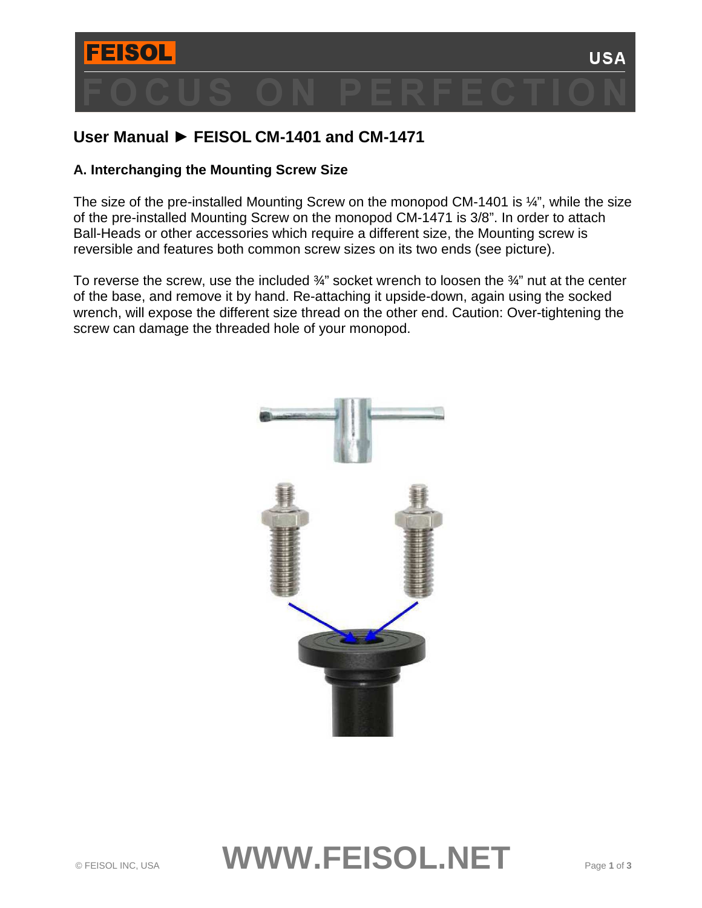# User Manual ► FEISOL CM-1401 and CM-1471

## A. Interchanging the Mounting Screw Size

The size of the pre-installed Mounting Screw on the monopod CM-1401 is ¼", while the size of the pre-installed Mounting Screw on the monopod CM-1471 is 3/8". In order to attach Ball-Heads or other accessories which require a different size, the Mounting screw is reversible and features both common screw sizes on its two ends (see picture).

To reverse the screw, use the included ¾" socket wrench to loosen the ¾" nut at the center of the base, and remove it by hand. Re-attaching it upside-down, again using the socked wrench, will expose the different size thread on the other end. Caution: Over-tightening the screw can damage the threaded hole of your monopod.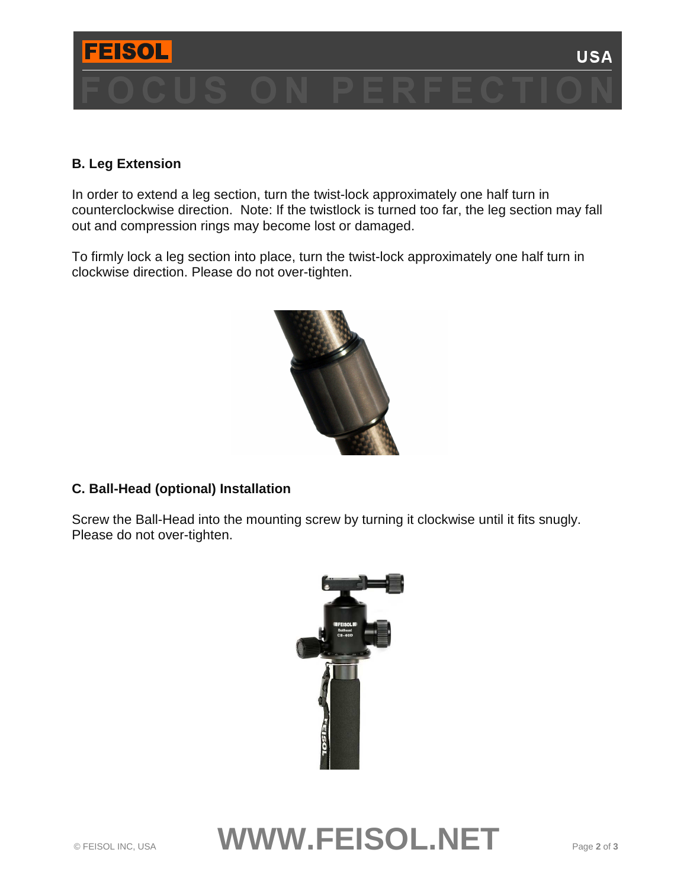## B. Leg Extension

In order to extend a leg section, turn the twist-lock approximately one half turn in counterclockwise direction.  Note: If the twistlock is turned too far, the leg section may fall out and compression rings may become lost or damaged.

To firmly lock a leg section into place, turn the twist-lock approximately one half turn in clockwise direction. Please do not over-tighten.

## C. Ball-Head (optional) Installation

Screw the Ball-Head into the mounting screw by turning it clockwise until it fits snugly. Please do not over-tighten.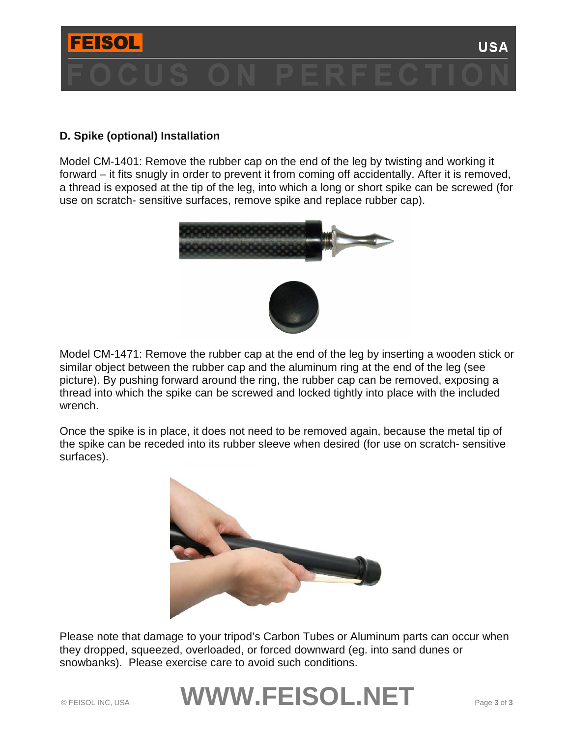## D. Spike (optional) Installation

Model CM-1401: Remove the rubber cap on the end of the leg by twisting and working it forward – it fits snugly in order to prevent it from coming off accidentally. After it is removed, a thread is exposed at the tip of the leg, into which a long or short spike can be screwed (for use on scratch- sensitive surfaces, remove spike and replace rubber cap).

Model CM-1471: Remove the rubber cap at the end of the leg by inserting a wooden stick or similar object between the rubber cap and the aluminum ring at the end of the leg (see picture). By pushing forward around the ring, the rubber cap can be removed, exposing a thread into which the spike can be screwed and locked tightly into place with the included wrench.

Once the spike is in place, it does not need to be removed again, because the metal tip of the spike can be receded into its rubber sleeve when desired (for use on scratch- sensitive surfaces).

Please note that damage to your tripod's Carbon Tubes or Aluminum parts can occur when they dropped, squeezed, overloaded, or forced downward (eg. into sand dunes or snowbanks). Please exercise care to avoid such conditions.